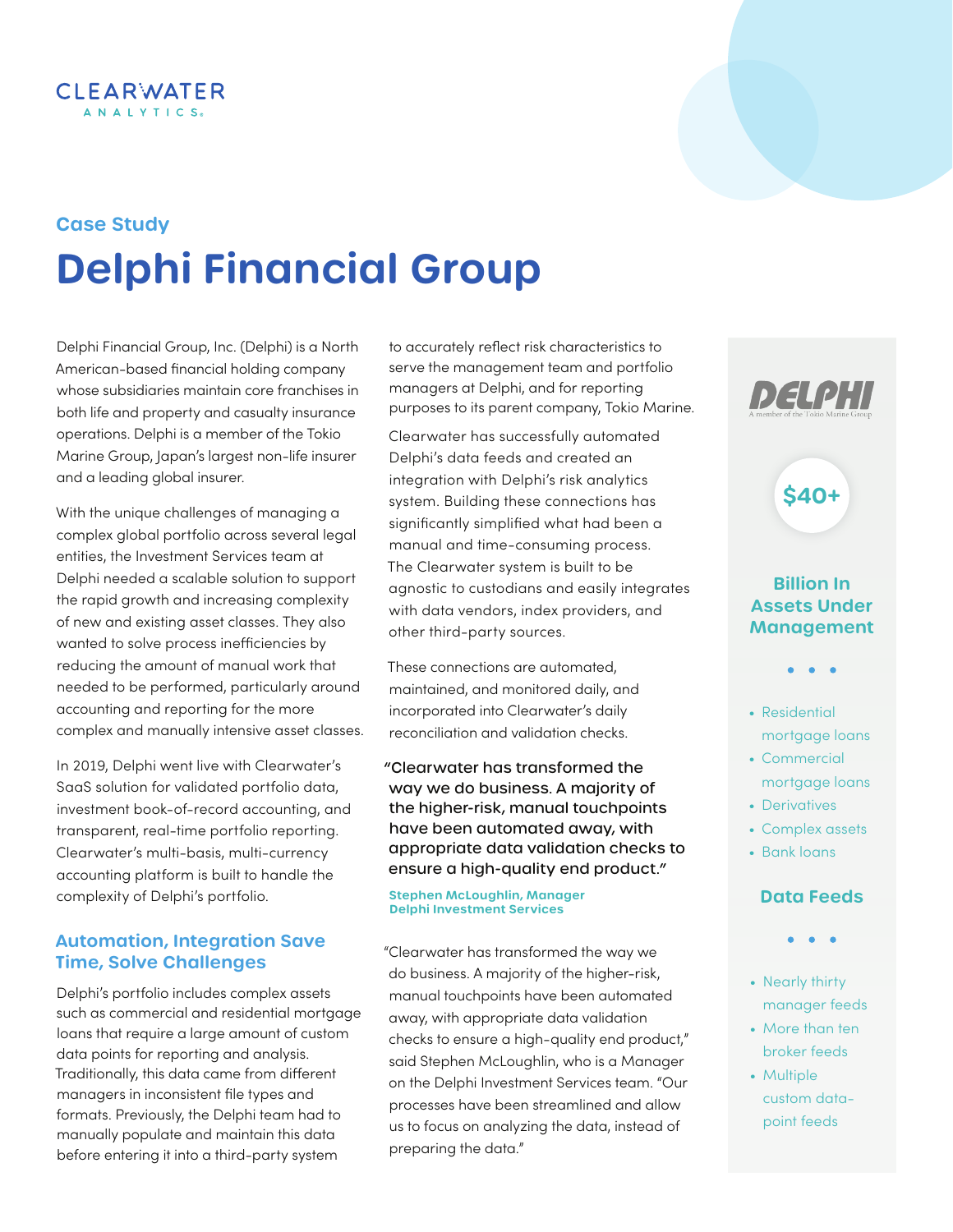CLEARWATER ANALYTICS

Case Study

# Delphi Financial Group

Delphi Financial Group, Inc. (Delphi) is a North American-based financial holding company whose subsidiaries maintain core franchises in both life and property and casualty insurance operations. Delphi is a member of the Tokio Marine Group, Japan's largest non-life insurer and a leading global insurer.

With the unique challenges of managing a complex global portfolio across several legal entities, the Investment Services team at Delphi needed a scalable solution to support the rapid growth and increasing complexity of new and existing asset classes. They also wanted to solve process inefficiencies by reducing the amount of manual work that needed to be performed, particularly around accounting and reporting for the more complex and manually intensive asset classes.

In 2019, Delphi went live with Clearwater's SaaS solution for validated portfolio data, investment book-of-record accounting, and transparent, real-time portfolio reporting. Clearwater's multi-basis, multi-currency accounting platform is built to handle the complexity of Delphi's portfolio.

## Automation, Integration Save Time, Solve Challenges

Delphi's portfolio includes complex assets such as commercial and residential mortgage loans that require a large amount of custom data points for reporting and analysis. Traditionally, this data came from different managers in inconsistent file types and formats. Previously, the Delphi team had to manually populate and maintain this data before entering it into a third-party system to accurately reflect risk characteristics to serve the management team and portfolio managers at Delphi, and for reporting purposes to its parent company, Tokio Marine.

Clearwater has successfully automated Delphi's data feeds and created an integration with Delphi's risk analytics system. Building these connections has significantly simplified what had been a manual and time-consuming process. The Clearwater system is built to be agnostic to custodians and easily integrates with data vendors, index providers, and other third-party sources.

These connections are automated, maintained, and monitored daily, and incorporated into Clearwater's daily reconciliation and validation checks.

**"Clearwater has transformed the way we do business. A majority of the higher-risk, manual touchpoints have been automated away, with appropriate data validation checks to ensure a high-quality end product."**

**Stephen McLoughlin, Manager**
**Delphi Investment Services**

"Clearwater has transformed the way we do business. A majority of the higher-risk, manual touchpoints have been automated away, with appropriate data validation checks to ensure a high-quality end product," said Stephen McLoughlin, who is a Manager on the Delphi Investment Services team. "Our processes have been streamlined and allow us to focus on analyzing the data, instead of preparing the data."

DELPHI
A member of the Tokio Marine Group

**$40+**

**Billion In Assets Under Management**

- Residential mortgage loans
- Commercial mortgage loans
- Derivatives
- Complex assets
- Bank loans

**Data Feeds**

- Nearly thirty manager feeds
- More than ten broker feeds
- Multiple custom data-point feeds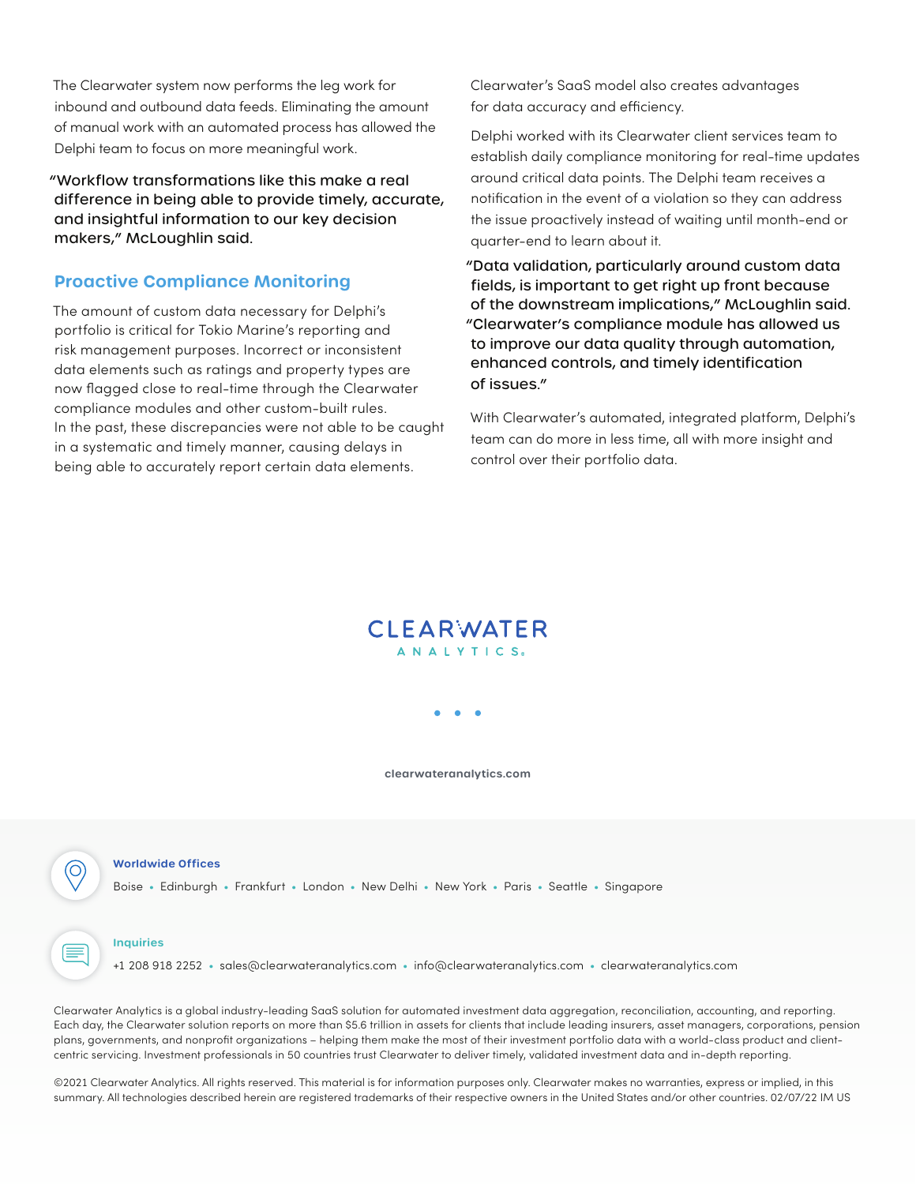The Clearwater system now performs the leg work for inbound and outbound data feeds. Eliminating the amount of manual work with an automated process has allowed the Delphi team to focus on more meaningful work.

"Workflow transformations like this make a real difference in being able to provide timely, accurate, and insightful information to our key decision makers," McLoughlin said.

## Proactive Compliance Monitoring

The amount of custom data necessary for Delphi's portfolio is critical for Tokio Marine's reporting and risk management purposes. Incorrect or inconsistent data elements such as ratings and property types are now flagged close to real-time through the Clearwater compliance modules and other custom-built rules. In the past, these discrepancies were not able to be caught in a systematic and timely manner, causing delays in being able to accurately report certain data elements.

Clearwater's SaaS model also creates advantages for data accuracy and efficiency.

Delphi worked with its Clearwater client services team to establish daily compliance monitoring for real-time updates around critical data points. The Delphi team receives a notification in the event of a violation so they can address the issue proactively instead of waiting until month-end or quarter-end to learn about it.

"Data validation, particularly around custom data fields, is important to get right up front because of the downstream implications," McLoughlin said. "Clearwater's compliance module has allowed us to improve our data quality through automation, enhanced controls, and timely identification of issues."

With Clearwater's automated, integrated platform, Delphi's team can do more in less time, all with more insight and control over their portfolio data.

CLEARWATER ANALYTICS

clearwateranalytics.com

**Worldwide Offices**

Boise • Edinburgh • Frankfurt • London • New Delhi • New York • Paris • Seattle • Singapore

**Inquiries**

+1 208 918 2252 • sales@clearwateranalytics.com • info@clearwateranalytics.com • clearwateranalytics.com

Clearwater Analytics is a global industry-leading SaaS solution for automated investment data aggregation, reconciliation, accounting, and reporting. Each day, the Clearwater solution reports on more than $5.6 trillion in assets for clients that include leading insurers, asset managers, corporations, pension plans, governments, and nonprofit organizations – helping them make the most of their investment portfolio data with a world-class product and client-centric servicing. Investment professionals in 50 countries trust Clearwater to deliver timely, validated investment data and in-depth reporting.

©2021 Clearwater Analytics. All rights reserved. This material is for information purposes only. Clearwater makes no warranties, express or implied, in this summary. All technologies described herein are registered trademarks of their respective owners in the United States and/or other countries. 02/07/22 IM US